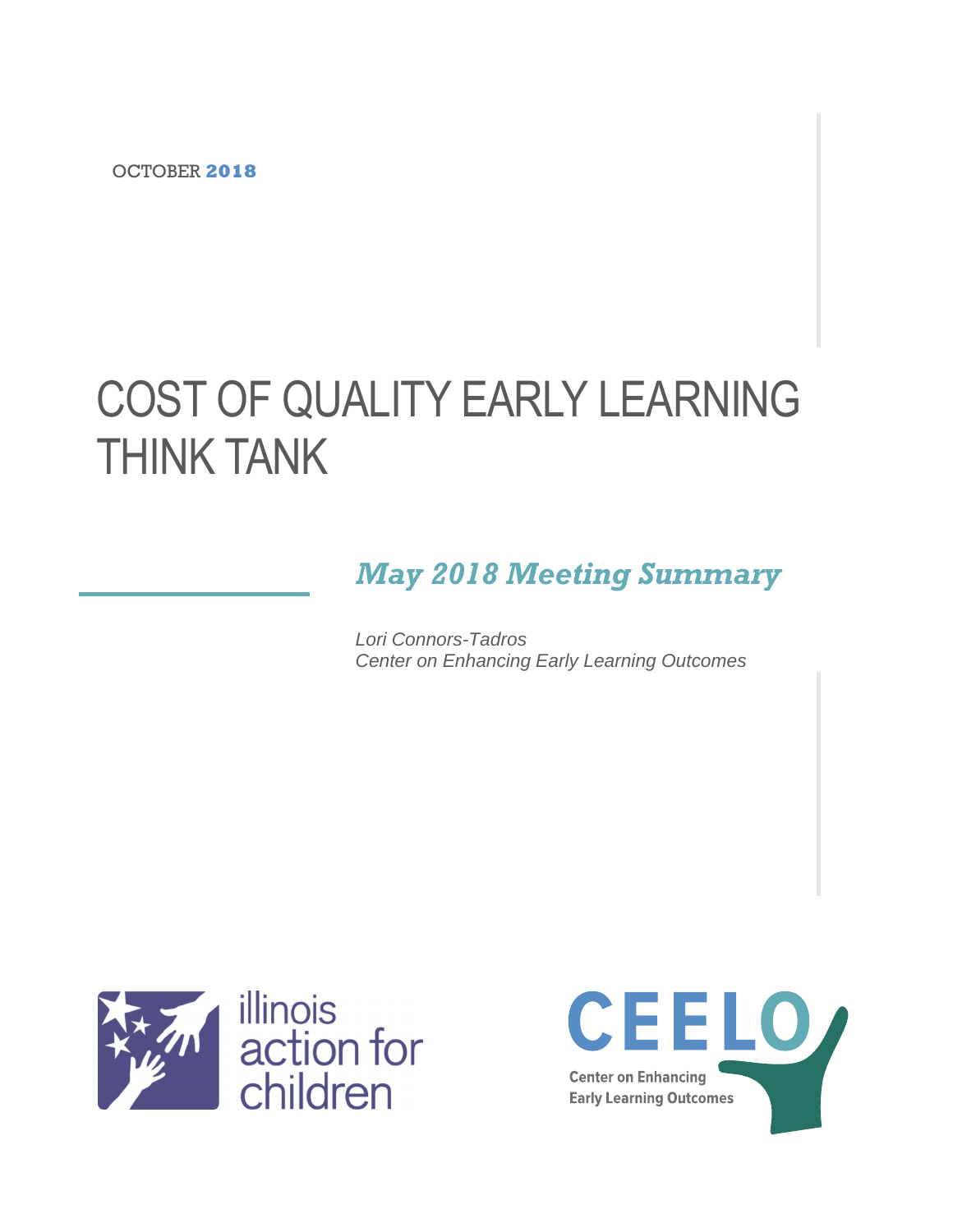OCTOBER **2018**

# COST OF QUALITY EARLY LEARNING THINK TANK

## *May 2018 Meeting Summary*

*Lori Connors-Tadros*
*Center on Enhancing Early Learning Outcomes*

illinois action for children

CEELO
Center on Enhancing Early Learning Outcomes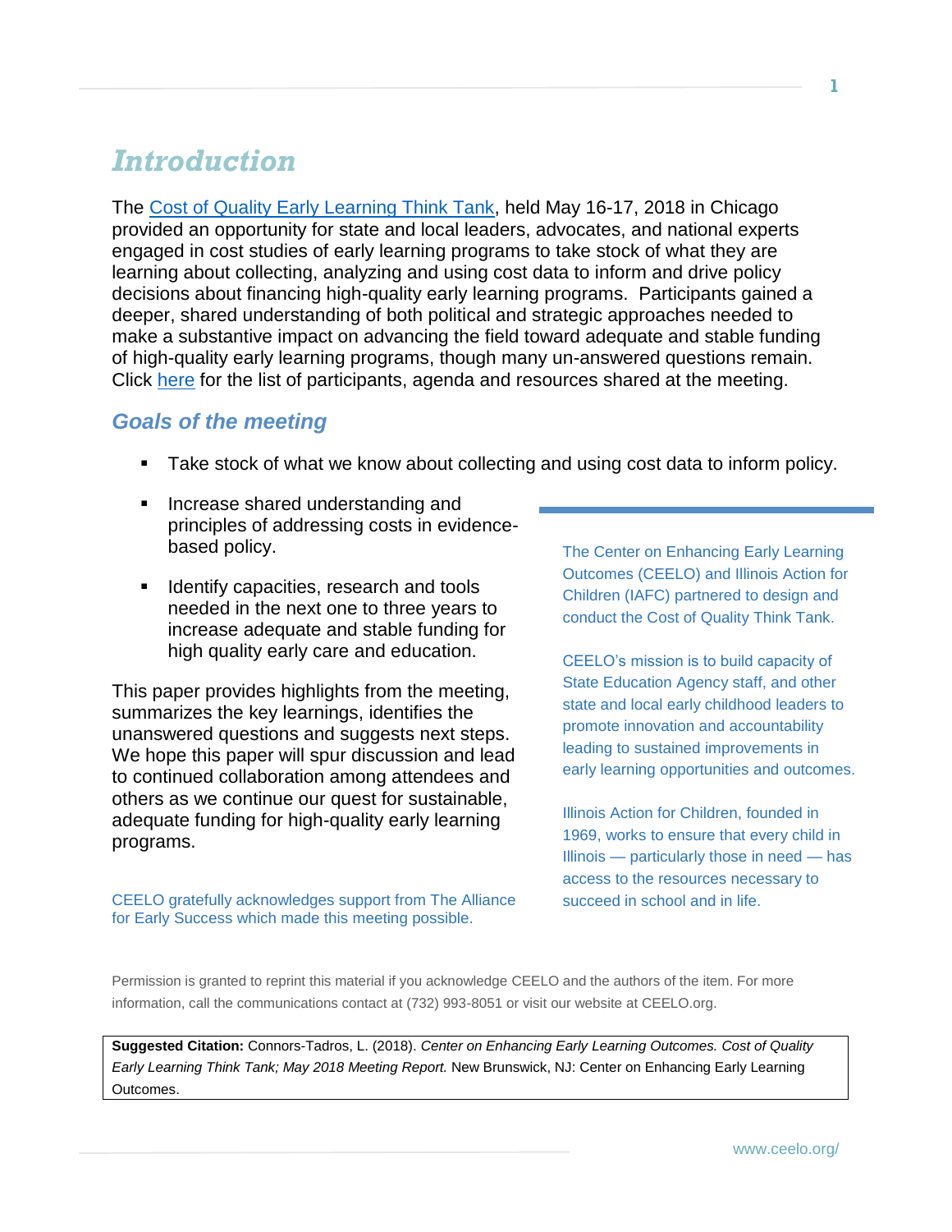# Introduction

The [Cost of Quality Early Learning Think Tank](#), held May 16-17, 2018 in Chicago provided an opportunity for state and local leaders, advocates, and national experts engaged in cost studies of early learning programs to take stock of what they are learning about collecting, analyzing and using cost data to inform and drive policy decisions about financing high-quality early learning programs. Participants gained a deeper, shared understanding of both political and strategic approaches needed to make a substantive impact on advancing the field toward adequate and stable funding of high-quality early learning programs, though many un-answered questions remain. Click [here](#) for the list of participants, agenda and resources shared at the meeting.

## Goals of the meeting

- Take stock of what we know about collecting and using cost data to inform policy.
- Increase shared understanding and principles of addressing costs in evidence-based policy.
- Identify capacities, research and tools needed in the next one to three years to increase adequate and stable funding for high quality early care and education.

This paper provides highlights from the meeting, summarizes the key learnings, identifies the unanswered questions and suggests next steps. We hope this paper will spur discussion and lead to continued collaboration among attendees and others as we continue our quest for sustainable, adequate funding for high-quality early learning programs.

CEELO gratefully acknowledges support from The Alliance for Early Success which made this meeting possible.

The Center on Enhancing Early Learning Outcomes (CEELO) and Illinois Action for Children (IAFC) partnered to design and conduct the Cost of Quality Think Tank.

CEELO's mission is to build capacity of State Education Agency staff, and other state and local early childhood leaders to promote innovation and accountability leading to sustained improvements in early learning opportunities and outcomes.

Illinois Action for Children, founded in 1969, works to ensure that every child in Illinois — particularly those in need — has access to the resources necessary to succeed in school and in life.

Permission is granted to reprint this material if you acknowledge CEELO and the authors of the item. For more information, call the communications contact at (732) 993-8051 or visit our website at CEELO.org.

**Suggested Citation:** Connors-Tadros, L. (2018). *Center on Enhancing Early Learning Outcomes. Cost of Quality Early Learning Think Tank; May 2018 Meeting Report.* New Brunswick, NJ: Center on Enhancing Early Learning Outcomes.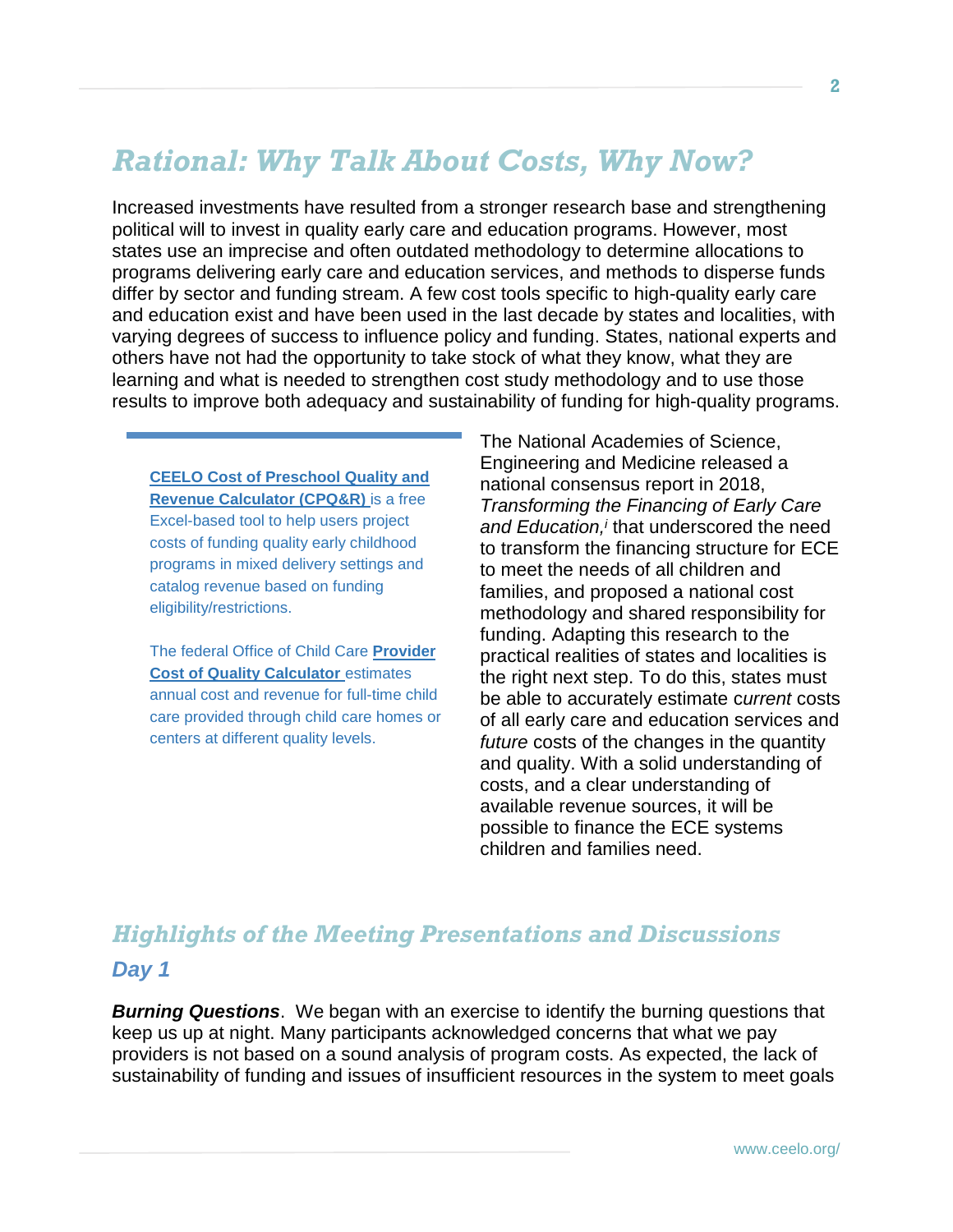## Rational: Why Talk About Costs, Why Now?

Increased investments have resulted from a stronger research base and strengthening political will to invest in quality early care and education programs. However, most states use an imprecise and often outdated methodology to determine allocations to programs delivering early care and education services, and methods to disperse funds differ by sector and funding stream. A few cost tools specific to high-quality early care and education exist and have been used in the last decade by states and localities, with varying degrees of success to influence policy and funding. States, national experts and others have not had the opportunity to take stock of what they know, what they are learning and what is needed to strengthen cost study methodology and to use those results to improve both adequacy and sustainability of funding for high-quality programs.

**CEELO Cost of Preschool Quality and Revenue Calculator (CPQ&R)** is a free Excel-based tool to help users project costs of funding quality early childhood programs in mixed delivery settings and catalog revenue based on funding eligibility/restrictions.

The federal Office of Child Care **Provider Cost of Quality Calculator** estimates annual cost and revenue for full-time child care provided through child care homes or centers at different quality levels.

The National Academies of Science, Engineering and Medicine released a national consensus report in 2018, *Transforming the Financing of Early Care and Education,*[i] that underscored the need to transform the financing structure for ECE to meet the needs of all children and families, and proposed a national cost methodology and shared responsibility for funding. Adapting this research to the practical realities of states and localities is the right next step. To do this, states must be able to accurately estimate *current* costs of all early care and education services and *future* costs of the changes in the quantity and quality. With a solid understanding of costs, and a clear understanding of available revenue sources, it will be possible to finance the ECE systems children and families need.

## Highlights of the Meeting Presentations and Discussions

### Day 1

***Burning Questions***. We began with an exercise to identify the burning questions that keep us up at night. Many participants acknowledged concerns that what we pay providers is not based on a sound analysis of program costs. As expected, the lack of sustainability of funding and issues of insufficient resources in the system to meet goals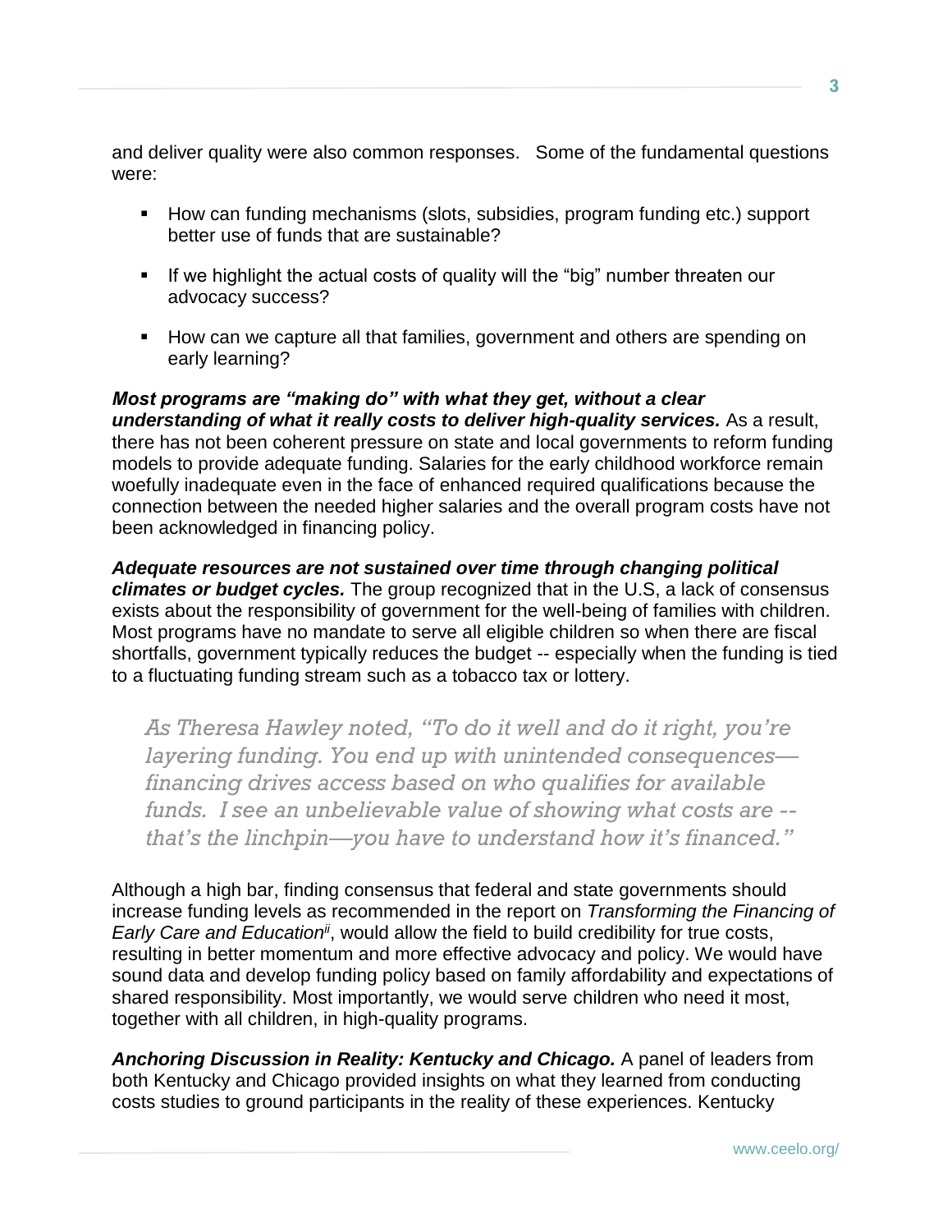and deliver quality were also common responses.  Some of the fundamental questions were:

- How can funding mechanisms (slots, subsidies, program funding etc.) support better use of funds that are sustainable?
- If we highlight the actual costs of quality will the "big" number threaten our advocacy success?
- How can we capture all that families, government and others are spending on early learning?

***Most programs are "making do" with what they get, without a clear understanding of what it really costs to deliver high-quality services.*** As a result, there has not been coherent pressure on state and local governments to reform funding models to provide adequate funding. Salaries for the early childhood workforce remain woefully inadequate even in the face of enhanced required qualifications because the connection between the needed higher salaries and the overall program costs have not been acknowledged in financing policy.

***Adequate resources are not sustained over time through changing political climates or budget cycles.*** The group recognized that in the U.S, a lack of consensus exists about the responsibility of government for the well-being of families with children. Most programs have no mandate to serve all eligible children so when there are fiscal shortfalls, government typically reduces the budget -- especially when the funding is tied to a fluctuating funding stream such as a tobacco tax or lottery.

> *As Theresa Hawley noted, "To do it well and do it right, you're layering funding. You end up with unintended consequences—financing drives access based on who qualifies for available funds.  I see an unbelievable value of showing what costs are -- that's the linchpin—you have to understand how it's financed."*

Although a high bar, finding consensus that federal and state governments should increase funding levels as recommended in the report on *Transforming the Financing of Early Care and Education*[ii], would allow the field to build credibility for true costs, resulting in better momentum and more effective advocacy and policy. We would have sound data and develop funding policy based on family affordability and expectations of shared responsibility. Most importantly, we would serve children who need it most, together with all children, in high-quality programs.

***Anchoring Discussion in Reality: Kentucky and Chicago.*** A panel of leaders from both Kentucky and Chicago provided insights on what they learned from conducting costs studies to ground participants in the reality of these experiences. Kentucky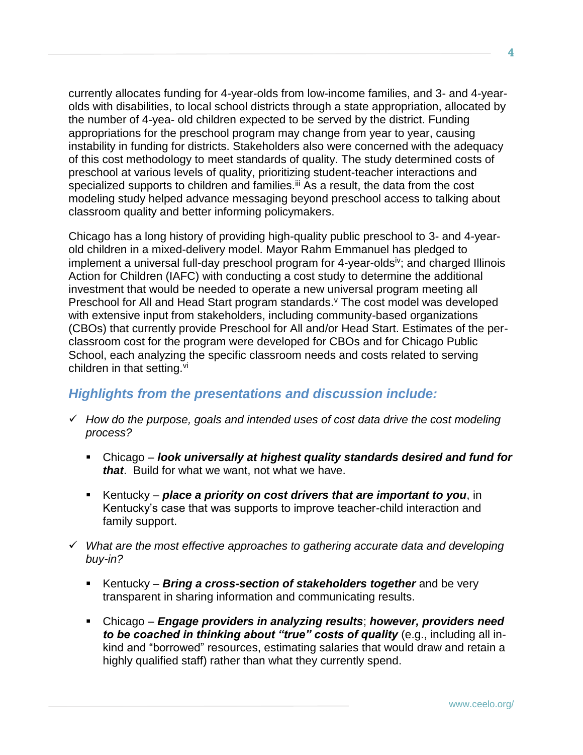currently allocates funding for 4-year-olds from low-income families, and 3- and 4-year-olds with disabilities, to local school districts through a state appropriation, allocated by the number of 4-yea- old children expected to be served by the district. Funding appropriations for the preschool program may change from year to year, causing instability in funding for districts. Stakeholders also were concerned with the adequacy of this cost methodology to meet standards of quality. The study determined costs of preschool at various levels of quality, prioritizing student-teacher interactions and specialized supports to children and families.[iii] As a result, the data from the cost modeling study helped advance messaging beyond preschool access to talking about classroom quality and better informing policymakers.

Chicago has a long history of providing high-quality public preschool to 3- and 4-year-old children in a mixed-delivery model. Mayor Rahm Emmanuel has pledged to implement a universal full-day preschool program for 4-year-olds[iv]; and charged Illinois Action for Children (IAFC) with conducting a cost study to determine the additional investment that would be needed to operate a new universal program meeting all Preschool for All and Head Start program standards.[v] The cost model was developed with extensive input from stakeholders, including community-based organizations (CBOs) that currently provide Preschool for All and/or Head Start. Estimates of the per-classroom cost for the program were developed for CBOs and for Chicago Public School, each analyzing the specific classroom needs and costs related to serving children in that setting.[vi]

## *Highlights from the presentations and discussion include:*

- ✓ *How do the purpose, goals and intended uses of cost data drive the cost modeling process?*
  - Chicago – ***look universally at highest quality standards desired and fund for that***. Build for what we want, not what we have.
  - Kentucky – ***place a priority on cost drivers that are important to you***, in Kentucky's case that was supports to improve teacher-child interaction and family support.
- ✓ *What are the most effective approaches to gathering accurate data and developing buy-in?*
  - Kentucky – ***Bring a cross-section of stakeholders together*** and be very transparent in sharing information and communicating results.
  - Chicago – ***Engage providers in analyzing results***; ***however, providers need to be coached in thinking about "true" costs of quality*** (e.g., including all in-kind and "borrowed" resources, estimating salaries that would draw and retain a highly qualified staff) rather than what they currently spend.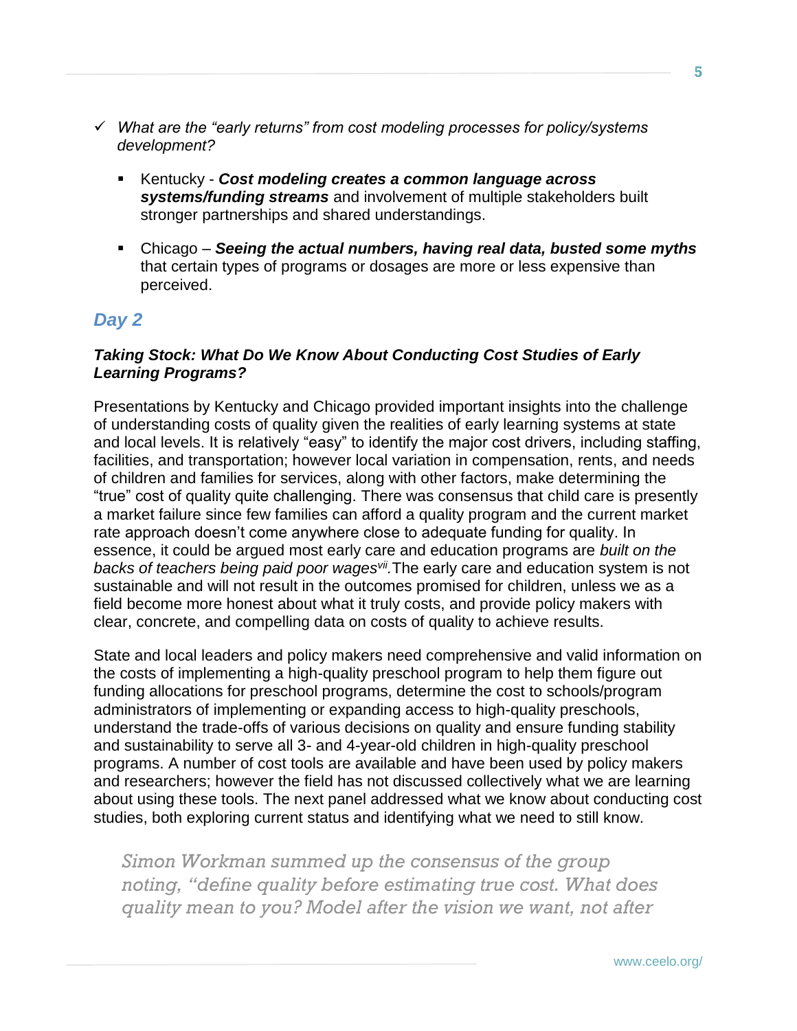- ✓ *What are the "early returns" from cost modeling processes for policy/systems development?*

    - Kentucky - ***Cost modeling creates a common language across systems/funding streams*** and involvement of multiple stakeholders built stronger partnerships and shared understandings.

    - Chicago – ***Seeing the actual numbers, having real data, busted some myths*** that certain types of programs or dosages are more or less expensive than perceived.

## *Day 2*

### *Taking Stock: What Do We Know About Conducting Cost Studies of Early Learning Programs?*

Presentations by Kentucky and Chicago provided important insights into the challenge of understanding costs of quality given the realities of early learning systems at state and local levels. It is relatively "easy" to identify the major cost drivers, including staffing, facilities, and transportation; however local variation in compensation, rents, and needs of children and families for services, along with other factors, make determining the "true" cost of quality quite challenging. There was consensus that child care is presently a market failure since few families can afford a quality program and the current market rate approach doesn't come anywhere close to adequate funding for quality. In essence, it could be argued most early care and education programs are *built on the backs of teachers being paid poor wages*[vii]. The early care and education system is not sustainable and will not result in the outcomes promised for children, unless we as a field become more honest about what it truly costs, and provide policy makers with clear, concrete, and compelling data on costs of quality to achieve results.

State and local leaders and policy makers need comprehensive and valid information on the costs of implementing a high-quality preschool program to help them figure out funding allocations for preschool programs, determine the cost to schools/program administrators of implementing or expanding access to high-quality preschools, understand the trade-offs of various decisions on quality and ensure funding stability and sustainability to serve all 3- and 4-year-old children in high-quality preschool programs. A number of cost tools are available and have been used by policy makers and researchers; however the field has not discussed collectively what we are learning about using these tools. The next panel addressed what we know about conducting cost studies, both exploring current status and identifying what we need to still know.

> *Simon Workman summed up the consensus of the group noting, "define quality before estimating true cost. What does quality mean to you? Model after the vision we want, not after*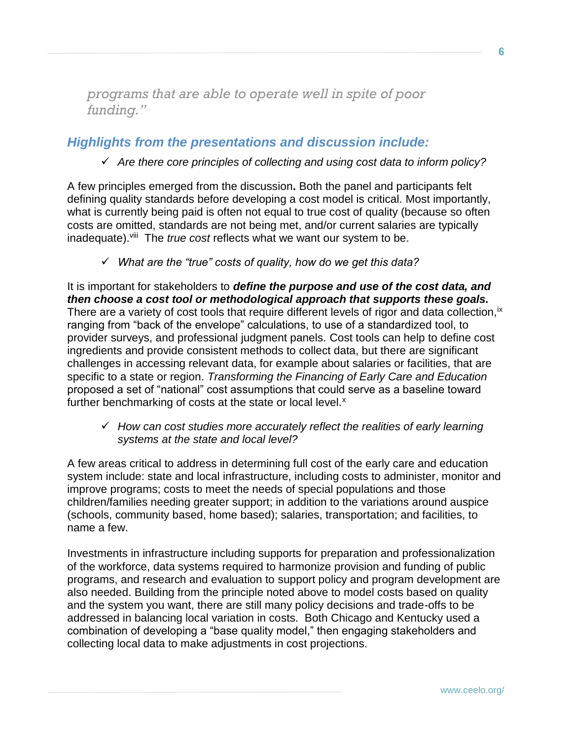*programs that are able to operate well in spite of poor funding."*

## *Highlights from the presentations and discussion include:*

- ✓ *Are there core principles of collecting and using cost data to inform policy?*

A few principles emerged from the discussion**.** Both the panel and participants felt defining quality standards before developing a cost model is critical. Most importantly, what is currently being paid is often not equal to true cost of quality (because so often costs are omitted, standards are not being met, and/or current salaries are typically inadequate).[viii] The *true cost* reflects what we want our system to be.

- ✓ *What are the "true" costs of quality, how do we get this data?*

It is important for stakeholders to ***define the purpose and use of the cost data, and then choose a cost tool or methodological approach that supports these goals.*** There are a variety of cost tools that require different levels of rigor and data collection,[ix] ranging from "back of the envelope" calculations, to use of a standardized tool, to provider surveys, and professional judgment panels. Cost tools can help to define cost ingredients and provide consistent methods to collect data, but there are significant challenges in accessing relevant data, for example about salaries or facilities, that are specific to a state or region. *Transforming the Financing of Early Care and Education* proposed a set of "national" cost assumptions that could serve as a baseline toward further benchmarking of costs at the state or local level.[x]

- ✓ *How can cost studies more accurately reflect the realities of early learning systems at the state and local level?*

A few areas critical to address in determining full cost of the early care and education system include: state and local infrastructure, including costs to administer, monitor and improve programs; costs to meet the needs of special populations and those children/families needing greater support; in addition to the variations around auspice (schools, community based, home based); salaries, transportation; and facilities, to name a few.

Investments in infrastructure including supports for preparation and professionalization of the workforce, data systems required to harmonize provision and funding of public programs, and research and evaluation to support policy and program development are also needed. Building from the principle noted above to model costs based on quality and the system you want, there are still many policy decisions and trade-offs to be addressed in balancing local variation in costs. Both Chicago and Kentucky used a combination of developing a "base quality model," then engaging stakeholders and collecting local data to make adjustments in cost projections.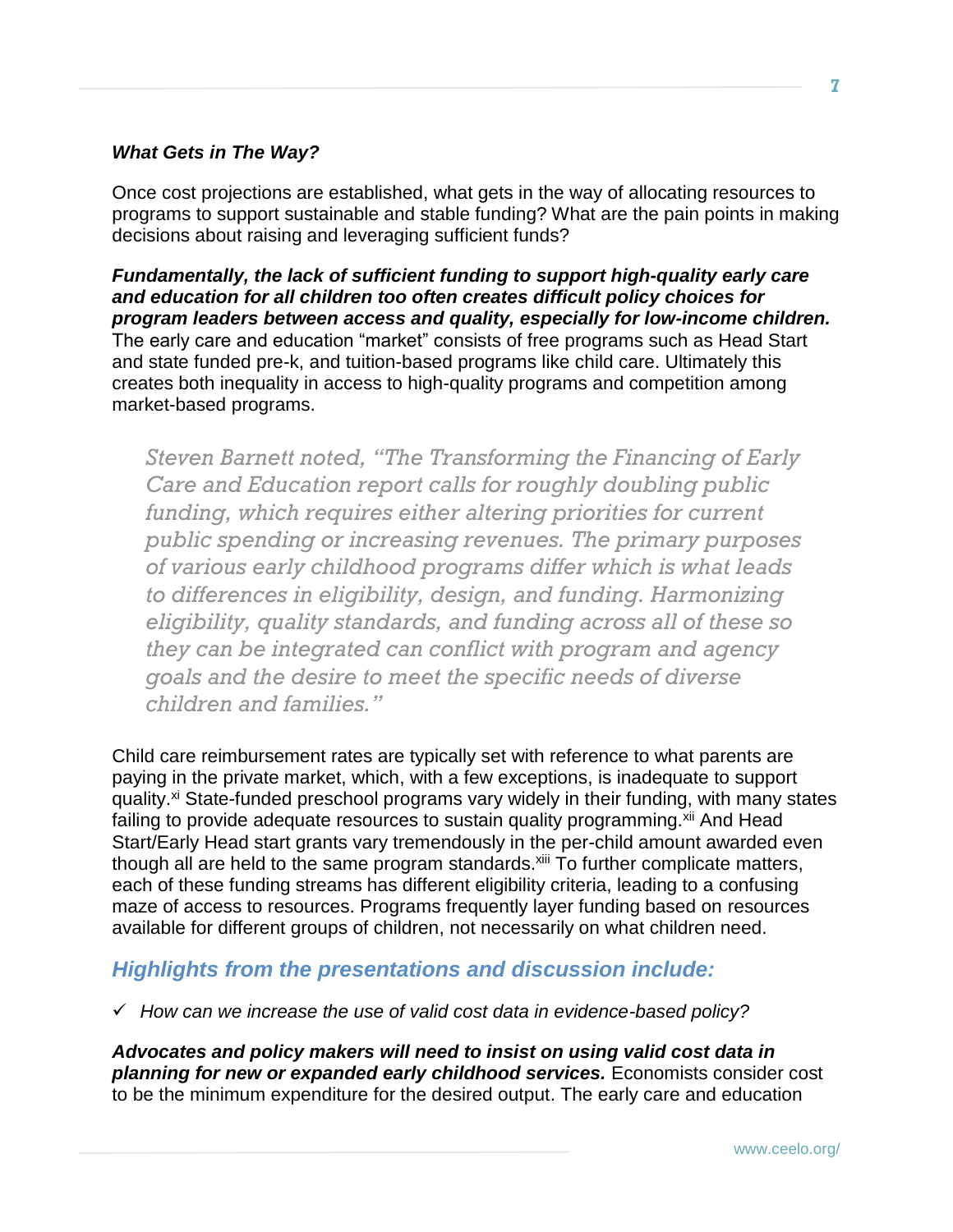### *What Gets in The Way?*

Once cost projections are established, what gets in the way of allocating resources to programs to support sustainable and stable funding? What are the pain points in making decisions about raising and leveraging sufficient funds?

***Fundamentally, the lack of sufficient funding to support high-quality early care and education for all children too often creates difficult policy choices for program leaders between access and quality, especially for low-income children.*** The early care and education "market" consists of free programs such as Head Start and state funded pre-k, and tuition-based programs like child care. Ultimately this creates both inequality in access to high-quality programs and competition among market-based programs.

> *Steven Barnett noted, "The Transforming the Financing of Early Care and Education report calls for roughly doubling public funding, which requires either altering priorities for current public spending or increasing revenues. The primary purposes of various early childhood programs differ which is what leads to differences in eligibility, design, and funding. Harmonizing eligibility, quality standards, and funding across all of these so they can be integrated can conflict with program and agency goals and the desire to meet the specific needs of diverse children and families."*

Child care reimbursement rates are typically set with reference to what parents are paying in the private market, which, with a few exceptions, is inadequate to support quality.[xi] State-funded preschool programs vary widely in their funding, with many states failing to provide adequate resources to sustain quality programming.[xii] And Head Start/Early Head start grants vary tremendously in the per-child amount awarded even though all are held to the same program standards.[xiii] To further complicate matters, each of these funding streams has different eligibility criteria, leading to a confusing maze of access to resources. Programs frequently layer funding based on resources available for different groups of children, not necessarily on what children need.

## *Highlights from the presentations and discussion include:*

- ✓ *How can we increase the use of valid cost data in evidence-based policy?*

***Advocates and policy makers will need to insist on using valid cost data in planning for new or expanded early childhood services.*** Economists consider cost to be the minimum expenditure for the desired output. The early care and education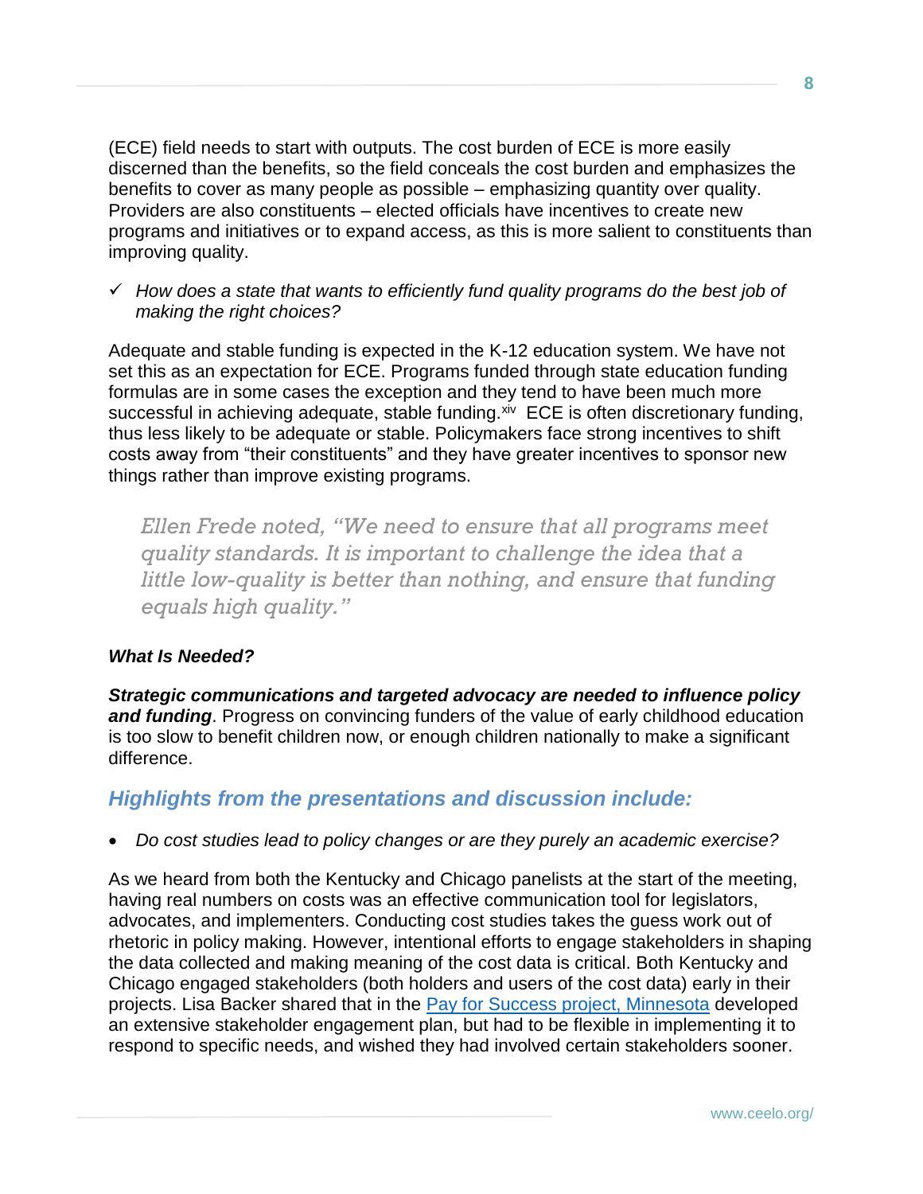(ECE) field needs to start with outputs. The cost burden of ECE is more easily discerned than the benefits, so the field conceals the cost burden and emphasizes the benefits to cover as many people as possible – emphasizing quantity over quality. Providers are also constituents – elected officials have incentives to create new programs and initiatives or to expand access, as this is more salient to constituents than improving quality.

- ✓ *How does a state that wants to efficiently fund quality programs do the best job of making the right choices?*

Adequate and stable funding is expected in the K-12 education system. We have not set this as an expectation for ECE. Programs funded through state education funding formulas are in some cases the exception and they tend to have been much more successful in achieving adequate, stable funding.[xiv] ECE is often discretionary funding, thus less likely to be adequate or stable. Policymakers face strong incentives to shift costs away from "their constituents" and they have greater incentives to sponsor new things rather than improve existing programs.

> *Ellen Frede noted, "We need to ensure that all programs meet quality standards. It is important to challenge the idea that a little low-quality is better than nothing, and ensure that funding equals high quality."*

***What Is Needed?***

***Strategic communications and targeted advocacy are needed to influence policy and funding***. Progress on convincing funders of the value of early childhood education is too slow to benefit children now, or enough children nationally to make a significant difference.

## *Highlights from the presentations and discussion include:*

- *Do cost studies lead to policy changes or are they purely an academic exercise?*

As we heard from both the Kentucky and Chicago panelists at the start of the meeting, having real numbers on costs was an effective communication tool for legislators, advocates, and implementers. Conducting cost studies takes the guess work out of rhetoric in policy making. However, intentional efforts to engage stakeholders in shaping the data collected and making meaning of the cost data is critical. Both Kentucky and Chicago engaged stakeholders (both holders and users of the cost data) early in their projects. Lisa Backer shared that in the Pay for Success project, Minnesota developed an extensive stakeholder engagement plan, but had to be flexible in implementing it to respond to specific needs, and wished they had involved certain stakeholders sooner.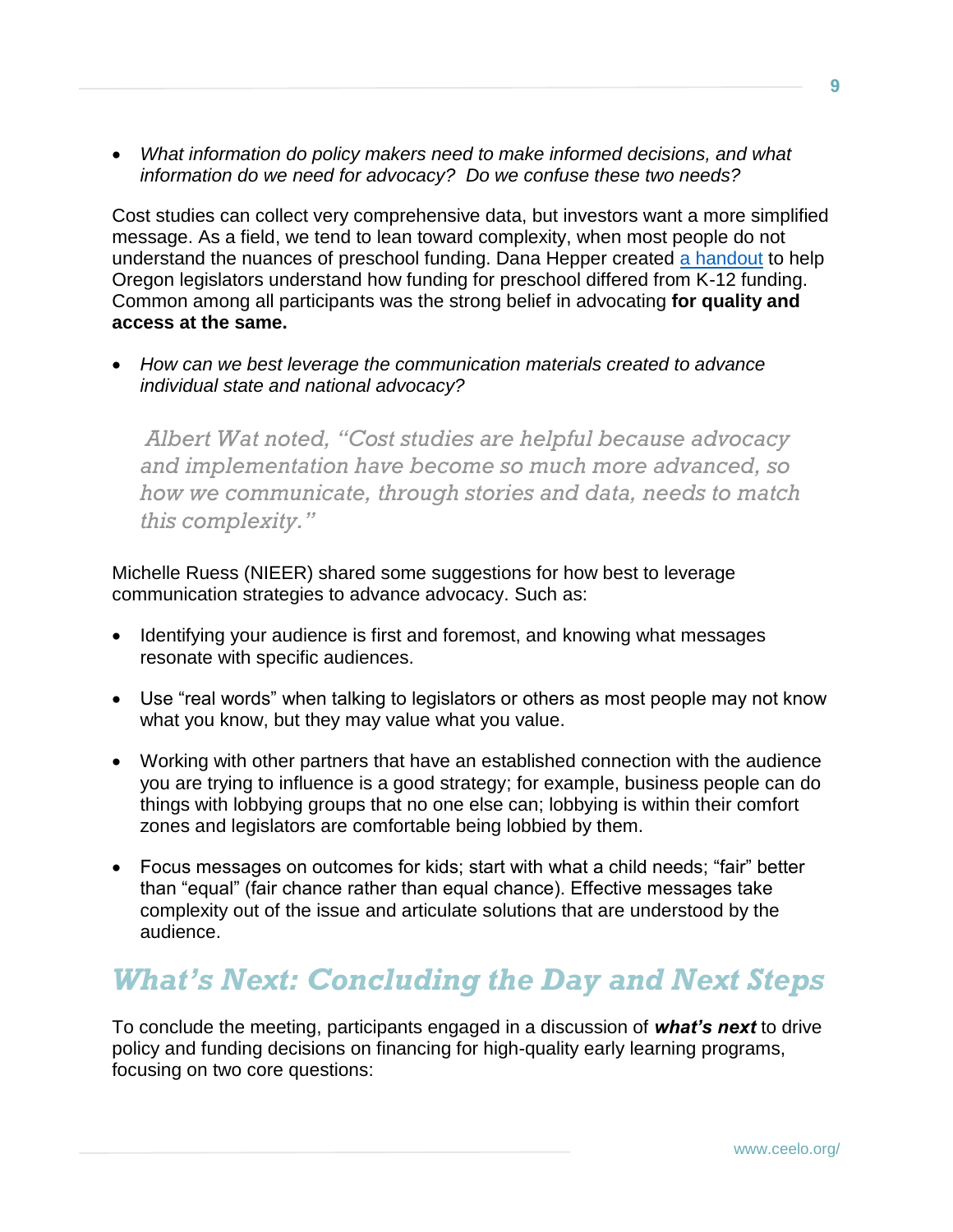- *What information do policy makers need to make informed decisions, and what information do we need for advocacy? Do we confuse these two needs?*

Cost studies can collect very comprehensive data, but investors want a more simplified message. As a field, we tend to lean toward complexity, when most people do not understand the nuances of preschool funding. Dana Hepper created [a handout]() to help Oregon legislators understand how funding for preschool differed from K-12 funding. Common among all participants was the strong belief in advocating **for quality and access at the same.**

- *How can we best leverage the communication materials created to advance individual state and national advocacy?*

> *Albert Wat noted, "Cost studies are helpful because advocacy and implementation have become so much more advanced, so how we communicate, through stories and data, needs to match this complexity."*

Michelle Ruess (NIEER) shared some suggestions for how best to leverage communication strategies to advance advocacy. Such as:

- Identifying your audience is first and foremost, and knowing what messages resonate with specific audiences.
- Use "real words" when talking to legislators or others as most people may not know what you know, but they may value what you value.
- Working with other partners that have an established connection with the audience you are trying to influence is a good strategy; for example, business people can do things with lobbying groups that no one else can; lobbying is within their comfort zones and legislators are comfortable being lobbied by them.
- Focus messages on outcomes for kids; start with what a child needs; "fair" better than "equal" (fair chance rather than equal chance). Effective messages take complexity out of the issue and articulate solutions that are understood by the audience.

## What's Next: Concluding the Day and Next Steps

To conclude the meeting, participants engaged in a discussion of ***what's next*** to drive policy and funding decisions on financing for high-quality early learning programs, focusing on two core questions: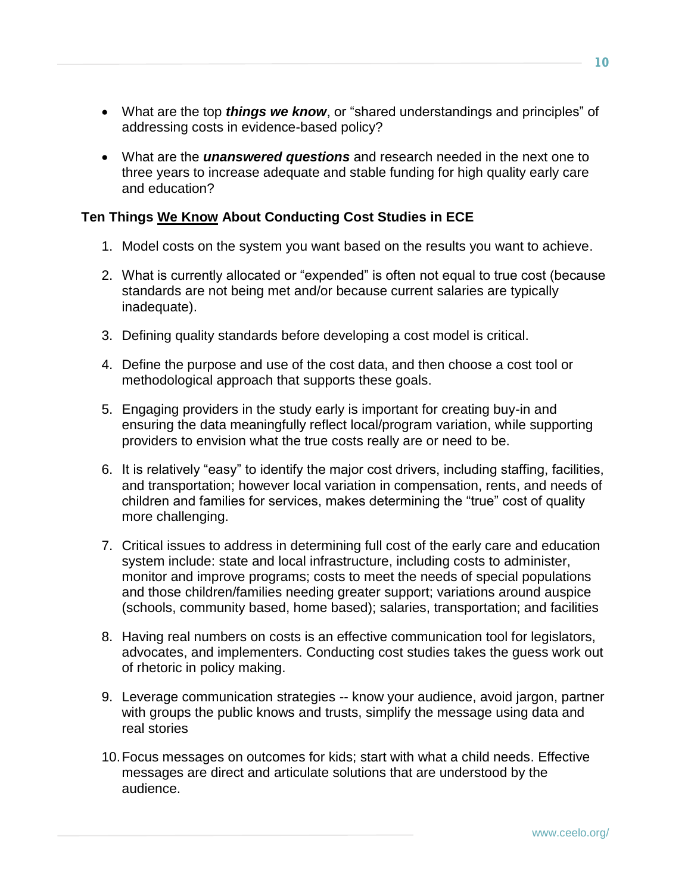- What are the top ***things we know***, or "shared understandings and principles" of addressing costs in evidence-based policy?

- What are the ***unanswered questions*** and research needed in the next one to three years to increase adequate and stable funding for high quality early care and education?

### Ten Things We Know About Conducting Cost Studies in ECE

1. Model costs on the system you want based on the results you want to achieve.

2. What is currently allocated or "expended" is often not equal to true cost (because standards are not being met and/or because current salaries are typically inadequate).

3. Defining quality standards before developing a cost model is critical.

4. Define the purpose and use of the cost data, and then choose a cost tool or methodological approach that supports these goals.

5. Engaging providers in the study early is important for creating buy-in and ensuring the data meaningfully reflect local/program variation, while supporting providers to envision what the true costs really are or need to be.

6. It is relatively "easy" to identify the major cost drivers, including staffing, facilities, and transportation; however local variation in compensation, rents, and needs of children and families for services, makes determining the "true" cost of quality more challenging.

7. Critical issues to address in determining full cost of the early care and education system include: state and local infrastructure, including costs to administer, monitor and improve programs; costs to meet the needs of special populations and those children/families needing greater support; variations around auspice (schools, community based, home based); salaries, transportation; and facilities

8. Having real numbers on costs is an effective communication tool for legislators, advocates, and implementers. Conducting cost studies takes the guess work out of rhetoric in policy making.

9. Leverage communication strategies -- know your audience, avoid jargon, partner with groups the public knows and trusts, simplify the message using data and real stories

10. Focus messages on outcomes for kids; start with what a child needs. Effective messages are direct and articulate solutions that are understood by the audience.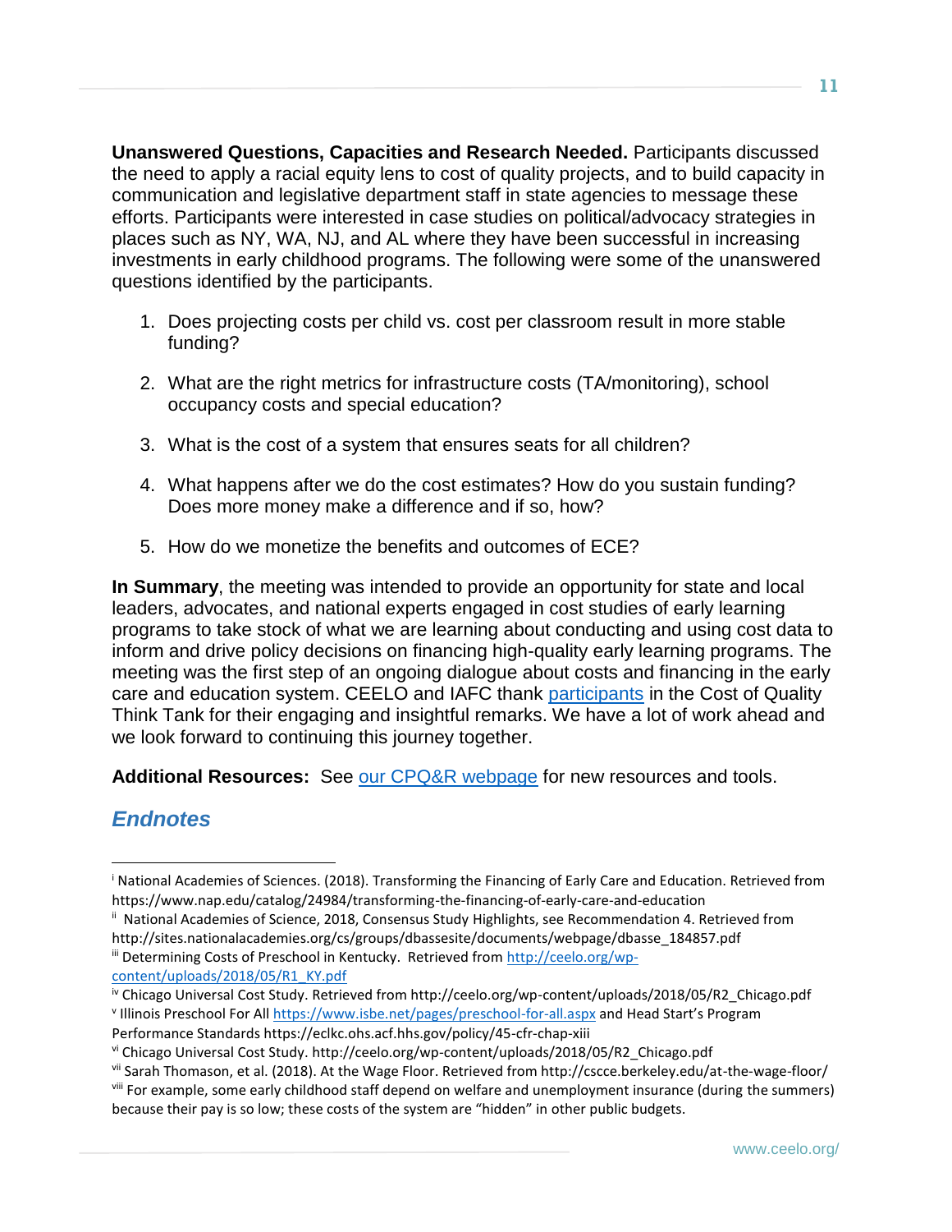**Unanswered Questions, Capacities and Research Needed.** Participants discussed the need to apply a racial equity lens to cost of quality projects, and to build capacity in communication and legislative department staff in state agencies to message these efforts. Participants were interested in case studies on political/advocacy strategies in places such as NY, WA, NJ, and AL where they have been successful in increasing investments in early childhood programs. The following were some of the unanswered questions identified by the participants.

1. Does projecting costs per child vs. cost per classroom result in more stable funding?
2. What are the right metrics for infrastructure costs (TA/monitoring), school occupancy costs and special education?
3. What is the cost of a system that ensures seats for all children?
4. What happens after we do the cost estimates? How do you sustain funding? Does more money make a difference and if so, how?
5. How do we monetize the benefits and outcomes of ECE?

**In Summary**, the meeting was intended to provide an opportunity for state and local leaders, advocates, and national experts engaged in cost studies of early learning programs to take stock of what we are learning about conducting and using cost data to inform and drive policy decisions on financing high-quality early learning programs. The meeting was the first step of an ongoing dialogue about costs and financing in the early care and education system. CEELO and IAFC thank participants in the Cost of Quality Think Tank for their engaging and insightful remarks. We have a lot of work ahead and we look forward to continuing this journey together.

**Additional Resources:** See our CPQ&R webpage for new resources and tools.

## *Endnotes*

[i] National Academies of Sciences. (2018). Transforming the Financing of Early Care and Education. Retrieved from https://www.nap.edu/catalog/24984/transforming-the-financing-of-early-care-and-education

[ii] National Academies of Science, 2018, Consensus Study Highlights, see Recommendation 4. Retrieved from http://sites.nationalacademies.org/cs/groups/dbassesite/documents/webpage/dbasse_184857.pdf

[iii] Determining Costs of Preschool in Kentucky. Retrieved from http://ceelo.org/wp-content/uploads/2018/05/R1_KY.pdf

[iv] Chicago Universal Cost Study. Retrieved from http://ceelo.org/wp-content/uploads/2018/05/R2_Chicago.pdf

[v] Illinois Preschool For All https://www.isbe.net/pages/preschool-for-all.aspx and Head Start's Program Performance Standards https://eclkc.ohs.acf.hhs.gov/policy/45-cfr-chap-xiii

[vi] Chicago Universal Cost Study. http://ceelo.org/wp-content/uploads/2018/05/R2_Chicago.pdf

[vii] Sarah Thomason, et al. (2018). At the Wage Floor. Retrieved from http://cscce.berkeley.edu/at-the-wage-floor/

[viii] For example, some early childhood staff depend on welfare and unemployment insurance (during the summers) because their pay is so low; these costs of the system are "hidden" in other public budgets.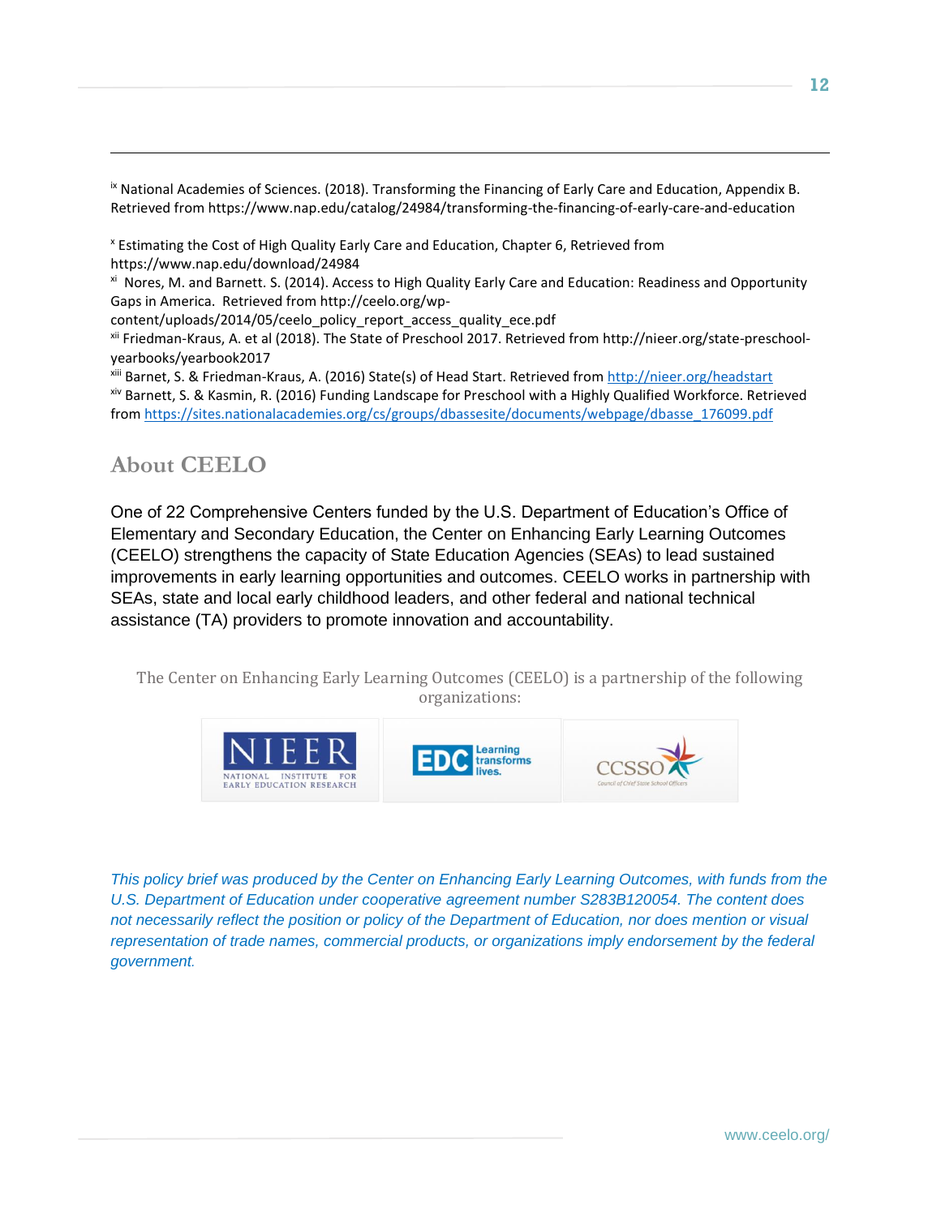[ix] National Academies of Sciences. (2018). Transforming the Financing of Early Care and Education, Appendix B. Retrieved from https://www.nap.edu/catalog/24984/transforming-the-financing-of-early-care-and-education

[x] Estimating the Cost of High Quality Early Care and Education, Chapter 6, Retrieved from https://www.nap.edu/download/24984

[xi] Nores, M. and Barnett. S. (2014). Access to High Quality Early Care and Education: Readiness and Opportunity Gaps in America. Retrieved from http://ceelo.org/wp-content/uploads/2014/05/ceelo_policy_report_access_quality_ece.pdf

[xii] Friedman-Kraus, A. et al (2018). The State of Preschool 2017. Retrieved from http://nieer.org/state-preschool-yearbooks/yearbook2017

[xiii] Barnet, S. & Friedman-Kraus, A. (2016) State(s) of Head Start. Retrieved from http://nieer.org/headstart

[xiv] Barnett, S. & Kasmin, R. (2016) Funding Landscape for Preschool with a Highly Qualified Workforce. Retrieved from https://sites.nationalacademies.org/cs/groups/dbassesite/documents/webpage/dbasse_176099.pdf

## About CEELO

One of 22 Comprehensive Centers funded by the U.S. Department of Education's Office of Elementary and Secondary Education, the Center on Enhancing Early Learning Outcomes (CEELO) strengthens the capacity of State Education Agencies (SEAs) to lead sustained improvements in early learning opportunities and outcomes. CEELO works in partnership with SEAs, state and local early childhood leaders, and other federal and national technical assistance (TA) providers to promote innovation and accountability.

The Center on Enhancing Early Learning Outcomes (CEELO) is a partnership of the following organizations:

NIEER NATIONAL INSTITUTE FOR EARLY EDUCATION RESEARCH

EDC Learning transforms lives.

CCSSO Council of Chief State School Officers

*This policy brief was produced by the Center on Enhancing Early Learning Outcomes, with funds from the U.S. Department of Education under cooperative agreement number S283B120054. The content does not necessarily reflect the position or policy of the Department of Education, nor does mention or visual representation of trade names, commercial products, or organizations imply endorsement by the federal government.*

www.ceelo.org/